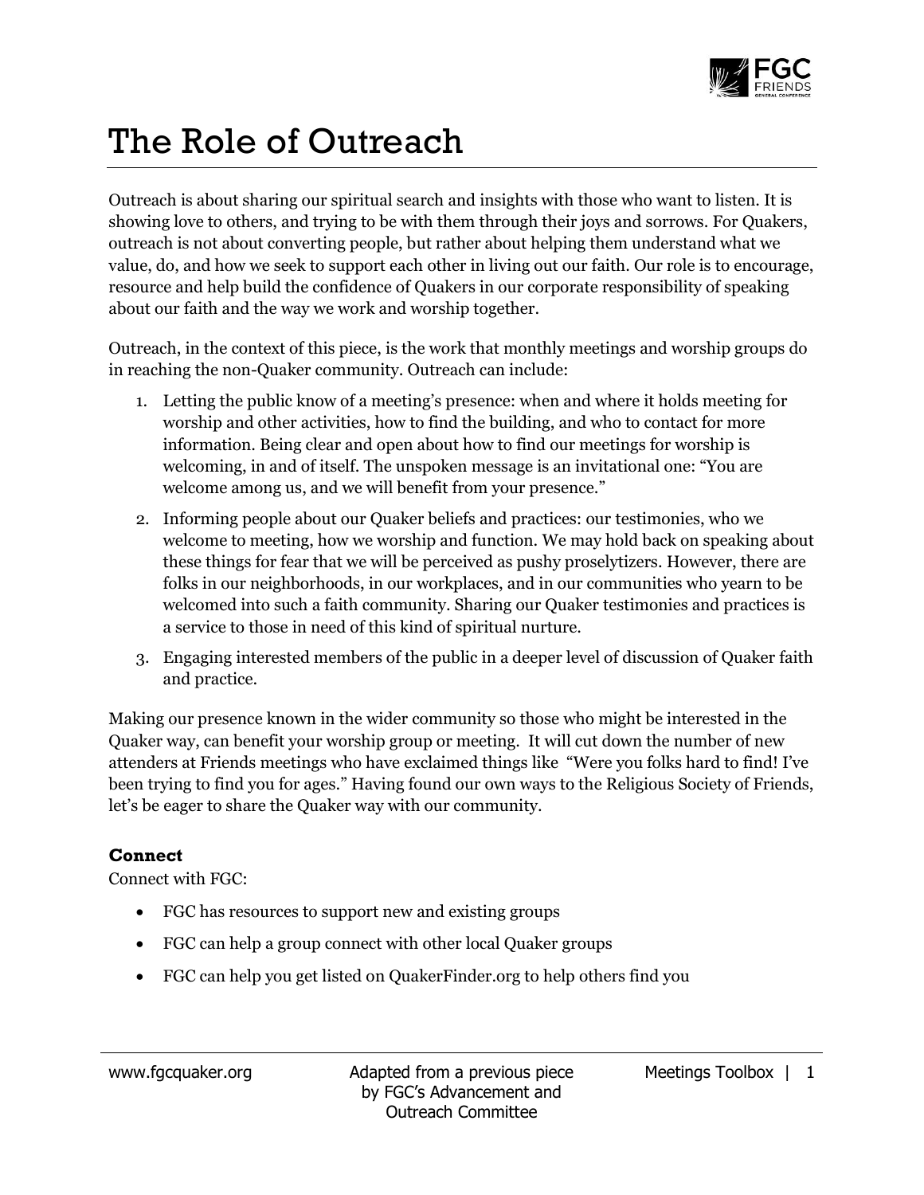# The Role of Outreach

Outreach is about sharing our spiritual search and insights with those who want to listen. It is showing love to others, and trying to be with them through their joys and sorrows. For Quakers, outreach is not about converting people, but rather about helping them understand what we value, do, and how we seek to support each other in living out our faith. Our role is to encourage, resource and help build the confidence of Quakers in our corporate responsibility of speaking about our faith and the way we work and worship together.

Outreach, in the context of this piece, is the work that monthly meetings and worship groups do in reaching the non-Quaker community. Outreach can include:

1. Letting the public know of a meeting's presence: when and where it holds meeting for worship and other activities, how to find the building, and who to contact for more information. Being clear and open about how to find our meetings for worship is welcoming, in and of itself. The unspoken message is an invitational one: "You are welcome among us, and we will benefit from your presence."
2. Informing people about our Quaker beliefs and practices: our testimonies, who we welcome to meeting, how we worship and function. We may hold back on speaking about these things for fear that we will be perceived as pushy proselytizers. However, there are folks in our neighborhoods, in our workplaces, and in our communities who yearn to be welcomed into such a faith community. Sharing our Quaker testimonies and practices is a service to those in need of this kind of spiritual nurture.
3. Engaging interested members of the public in a deeper level of discussion of Quaker faith and practice.

Making our presence known in the wider community so those who might be interested in the Quaker way, can benefit your worship group or meeting. It will cut down the number of new attenders at Friends meetings who have exclaimed things like "Were you folks hard to find! I've been trying to find you for ages." Having found our own ways to the Religious Society of Friends, let's be eager to share the Quaker way with our community.

**Connect**

Connect with FGC:

- FGC has resources to support new and existing groups
- FGC can help a group connect with other local Quaker groups
- FGC can help you get listed on QuakerFinder.org to help others find you

Adapted from a previous piece by FGC's Advancement and Outreach Committee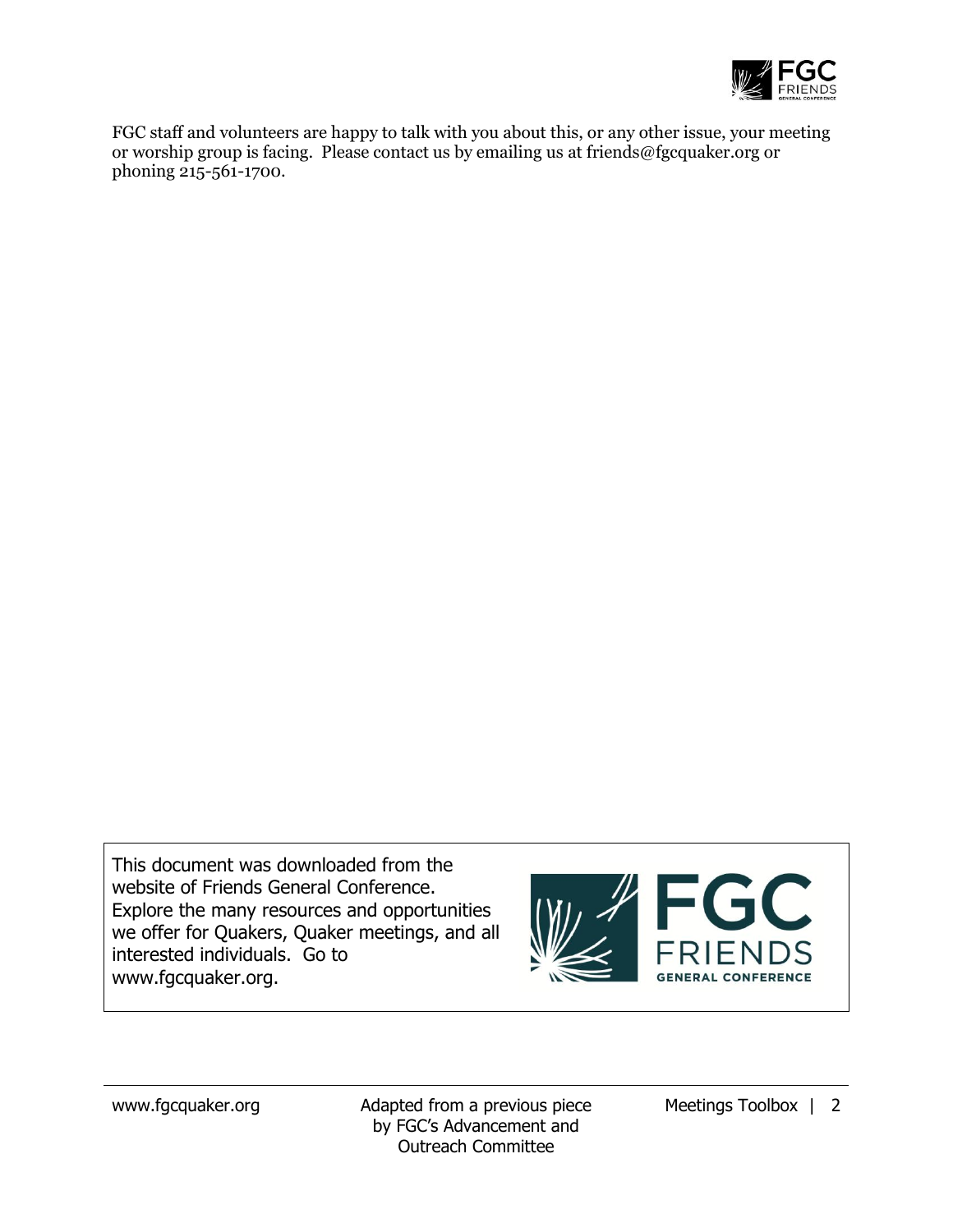FGC staff and volunteers are happy to talk with you about this, or any other issue, your meeting or worship group is facing. Please contact us by emailing us at friends@fgcquaker.org or phoning 215-561-1700.

This document was downloaded from the website of Friends General Conference. Explore the many resources and opportunities we offer for Quakers, Quaker meetings, and all interested individuals. Go to www.fgcquaker.org.

Adapted from a previous piece by FGC's Advancement and Outreach Committee